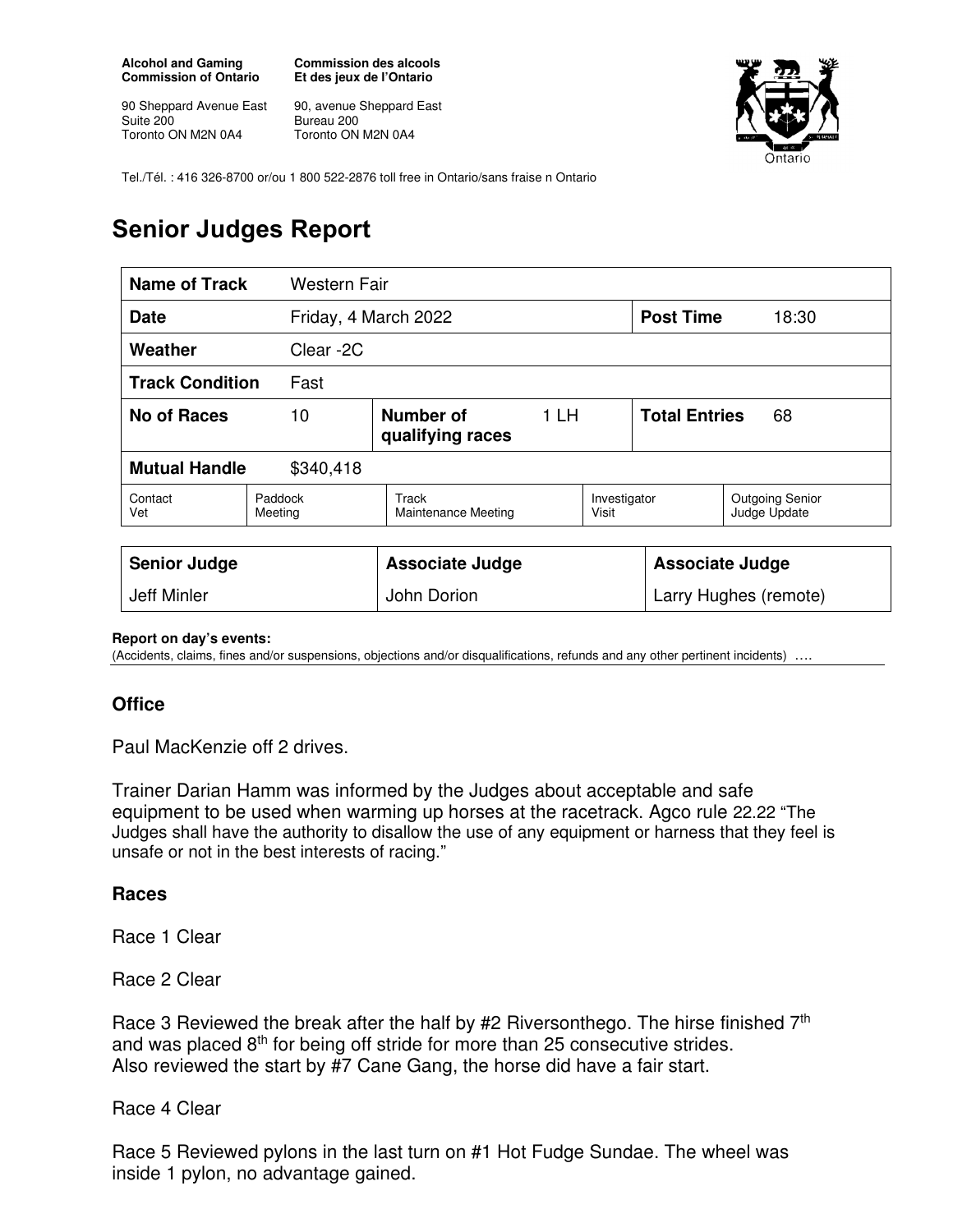**Alcohol and Gaming Commission of Ontario**

90 Sheppard Avenue East
Suite 200
Toronto ON M2N 0A4

**Commission des alcools Et des jeux de l'Ontario**

90, avenue Sheppard East
Bureau 200
Toronto ON M2N 0A4

Tel./Tél. : 416 326-8700 or/ou 1 800 522-2876 toll free in Ontario/sans fraise n Ontario

# Senior Judges Report

| **Name of Track** | Western Fair | | | | |
|---|---|---|---|---|---|
| **Date** | Friday, 4 March 2022 | | | **Post Time** | 18:30 |
| **Weather** | Clear -2C | | | | |
| **Track Condition** | Fast | | | | |
| **No of Races** | 10 | **Number of qualifying races** | 1 LH | **Total Entries** | 68 |
| **Mutual Handle** | $340,418 | | | | |
| Contact Vet | Paddock Meeting | Track Maintenance Meeting | Investigator Visit | Outgoing Senior Judge Update | |

| **Senior Judge** | **Associate Judge** | **Associate Judge** |
|---|---|---|
| Jeff Minler | John Dorion | Larry Hughes (remote) |

**Report on day's events:**
(Accidents, claims, fines and/or suspensions, objections and/or disqualifications, refunds and any other pertinent incidents) ….

### Office

Paul MacKenzie off 2 drives.

Trainer Darian Hamm was informed by the Judges about acceptable and safe equipment to be used when warming up horses at the racetrack. Agco rule 22.22 "The Judges shall have the authority to disallow the use of any equipment or harness that they feel is unsafe or not in the best interests of racing."

### Races

Race 1 Clear

Race 2 Clear

Race 3 Reviewed the break after the half by #2 Riversonthego. The hirse finished 7th and was placed 8th for being off stride for more than 25 consecutive strides.
Also reviewed the start by #7 Cane Gang, the horse did have a fair start.

Race 4 Clear

Race 5 Reviewed pylons in the last turn on #1 Hot Fudge Sundae. The wheel was inside 1 pylon, no advantage gained.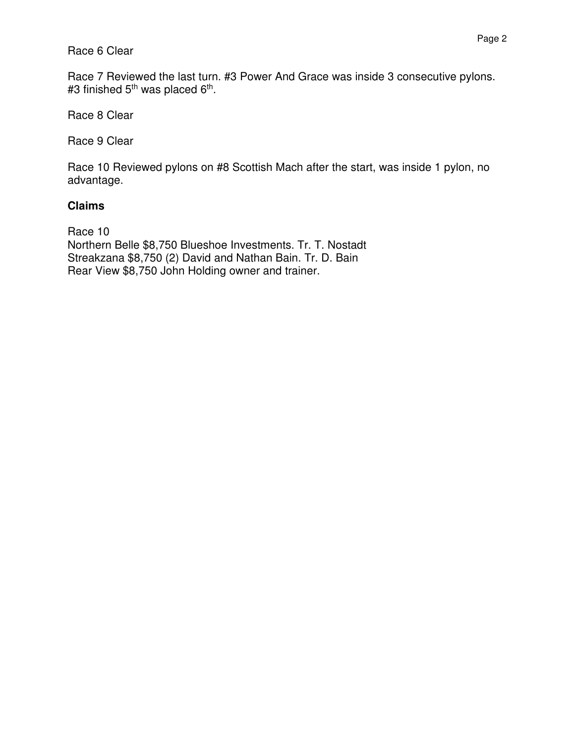Race 6 Clear

Race 7 Reviewed the last turn. #3 Power And Grace was inside 3 consecutive pylons. #3 finished 5th was placed 6th.

Race 8 Clear

Race 9 Clear

Race 10 Reviewed pylons on #8 Scottish Mach after the start, was inside 1 pylon, no advantage.

**Claims**

Race 10
Northern Belle $8,750 Blueshoe Investments. Tr. T. Nostadt
Streakzana $8,750 (2) David and Nathan Bain. Tr. D. Bain
Rear View $8,750 John Holding owner and trainer.